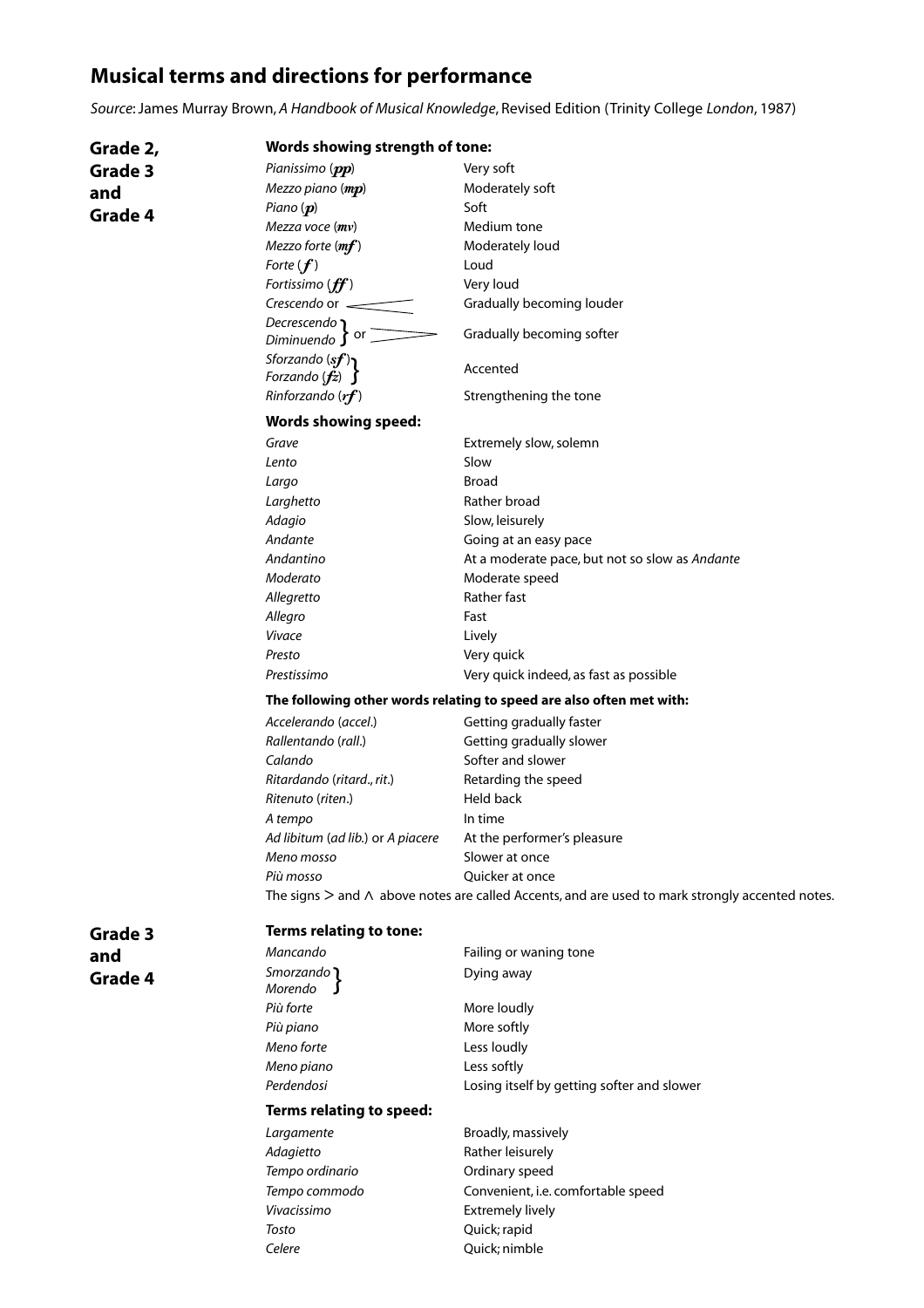# Musical terms and directions for performance

*Source*: James Murray Brown, *A Handbook of Musical Knowledge*, Revised Edition (Trinity College *London*, 1987)

## Grade 2, Grade 3 and Grade 4

### Words showing strength of tone:

| Term | Meaning |
|---|---|
| *Pianissimo* (***pp***) | Very soft |
| *Mezzo piano* (***mp***) | Moderately soft |
| *Piano* (***p***) | Soft |
| *Mezza voce* (***mv***) | Medium tone |
| *Mezzo forte* (***mf***) | Moderately loud |
| *Forte* (***f***) | Loud |
| *Fortissimo* (***ff***) | Very loud |
| *Crescendo* or < | Gradually becoming louder |
| *Decrescendo* / *Diminuendo* or > | Gradually becoming softer |
| *Sforzando* (***sf***) / *Forzando* (***fz***) | Accented |
| *Rinforzando* (***rf***) | Strengthening the tone |

### Words showing speed:

| Term | Meaning |
|---|---|
| *Grave* | Extremely slow, solemn |
| *Lento* | Slow |
| *Largo* | Broad |
| *Larghetto* | Rather broad |
| *Adagio* | Slow, leisurely |
| *Andante* | Going at an easy pace |
| *Andantino* | At a moderate pace, but not so slow as *Andante* |
| *Moderato* | Moderate speed |
| *Allegretto* | Rather fast |
| *Allegro* | Fast |
| *Vivace* | Lively |
| *Presto* | Very quick |
| *Prestissimo* | Very quick indeed, as fast as possible |

**The following other words relating to speed are also often met with:**

| Term | Meaning |
|---|---|
| *Accelerando* (*accel.*) | Getting gradually faster |
| *Rallentando* (*rall.*) | Getting gradually slower |
| *Calando* | Softer and slower |
| *Ritardando* (*ritard.*, *rit.*) | Retarding the speed |
| *Ritenuto* (*riten.*) | Held back |
| *A tempo* | In time |
| *Ad libitum* (*ad lib.*) or *A piacere* | At the performer's pleasure |
| *Meno mosso* | Slower at once |
| *Più mosso* | Quicker at once |

The signs > and ∧ above notes are called Accents, and are used to mark strongly accented notes.

## Grade 3 and Grade 4

### Terms relating to tone:

| Term | Meaning |
|---|---|
| *Mancando* | Failing or waning tone |
| *Smorzando* / *Morendo* | Dying away |
| *Più forte* | More loudly |
| *Più piano* | More softly |
| *Meno forte* | Less loudly |
| *Meno piano* | Less softly |
| *Perdendosi* | Losing itself by getting softer and slower |

### Terms relating to speed:

| Term | Meaning |
|---|---|
| *Largamente* | Broadly, massively |
| *Adagietto* | Rather leisurely |
| *Tempo ordinario* | Ordinary speed |
| *Tempo commodo* | Convenient, i.e. comfortable speed |
| *Vivacissimo* | Extremely lively |
| *Tosto* | Quick; rapid |
| *Celere* | Quick; nimble |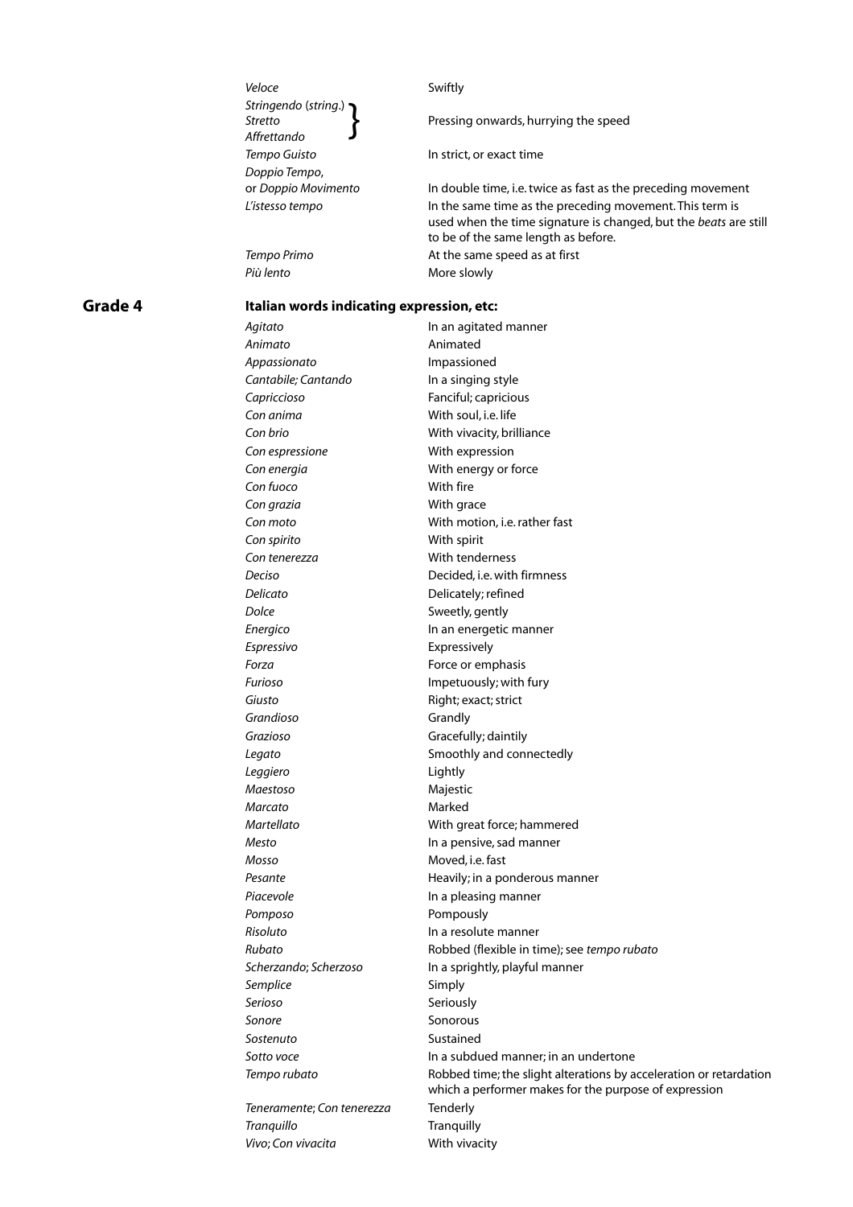| | |
|---|---|
| *Veloce* | Swiftly |
| *Stringendo* (*string.*) / *Stretto* / *Affrettando* | Pressing onwards, hurrying the speed |
| *Tempo Guisto* | In strict, or exact time |
| *Doppio Tempo*, or *Doppio Movimento* | In double time, i.e. twice as fast as the preceding movement |
| *L'istesso tempo* | In the same time as the preceding movement. This term is used when the time signature is changed, but the *beats* are still to be of the same length as before. |
| *Tempo Primo* | At the same speed as at first |
| *Più lento* | More slowly |

## Grade 4

**Italian words indicating expression, etc:**

| | |
|---|---|
| *Agitato* | In an agitated manner |
| *Animato* | Animated |
| *Appassionato* | Impassioned |
| *Cantabile; Cantando* | In a singing style |
| *Capriccioso* | Fanciful; capricious |
| *Con anima* | With soul, i.e. life |
| *Con brio* | With vivacity, brilliance |
| *Con espressione* | With expression |
| *Con energia* | With energy or force |
| *Con fuoco* | With fire |
| *Con grazia* | With grace |
| *Con moto* | With motion, i.e. rather fast |
| *Con spirito* | With spirit |
| *Con tenerezza* | With tenderness |
| *Deciso* | Decided, i.e. with firmness |
| *Delicato* | Delicately; refined |
| *Dolce* | Sweetly, gently |
| *Energico* | In an energetic manner |
| *Espressivo* | Expressively |
| *Forza* | Force or emphasis |
| *Furioso* | Impetuously; with fury |
| *Giusto* | Right; exact; strict |
| *Grandioso* | Grandly |
| *Grazioso* | Gracefully; daintily |
| *Legato* | Smoothly and connectedly |
| *Leggiero* | Lightly |
| *Maestoso* | Majestic |
| *Marcato* | Marked |
| *Martellato* | With great force; hammered |
| *Mesto* | In a pensive, sad manner |
| *Mosso* | Moved, i.e. fast |
| *Pesante* | Heavily; in a ponderous manner |
| *Piacevole* | In a pleasing manner |
| *Pomposo* | Pompously |
| *Risoluto* | In a resolute manner |
| *Rubato* | Robbed (flexible in time); see *tempo rubato* |
| *Scherzando*; *Scherzoso* | In a sprightly, playful manner |
| *Semplice* | Simply |
| *Serioso* | Seriously |
| *Sonore* | Sonorous |
| *Sostenuto* | Sustained |
| *Sotto voce* | In a subdued manner; in an undertone |
| *Tempo rubato* | Robbed time; the slight alterations by acceleration or retardation which a performer makes for the purpose of expression |
| *Teneramente*; *Con tenerezza* | Tenderly |
| *Tranquillo* | Tranquilly |
| *Vivo*; *Con vivacita* | With vivacity |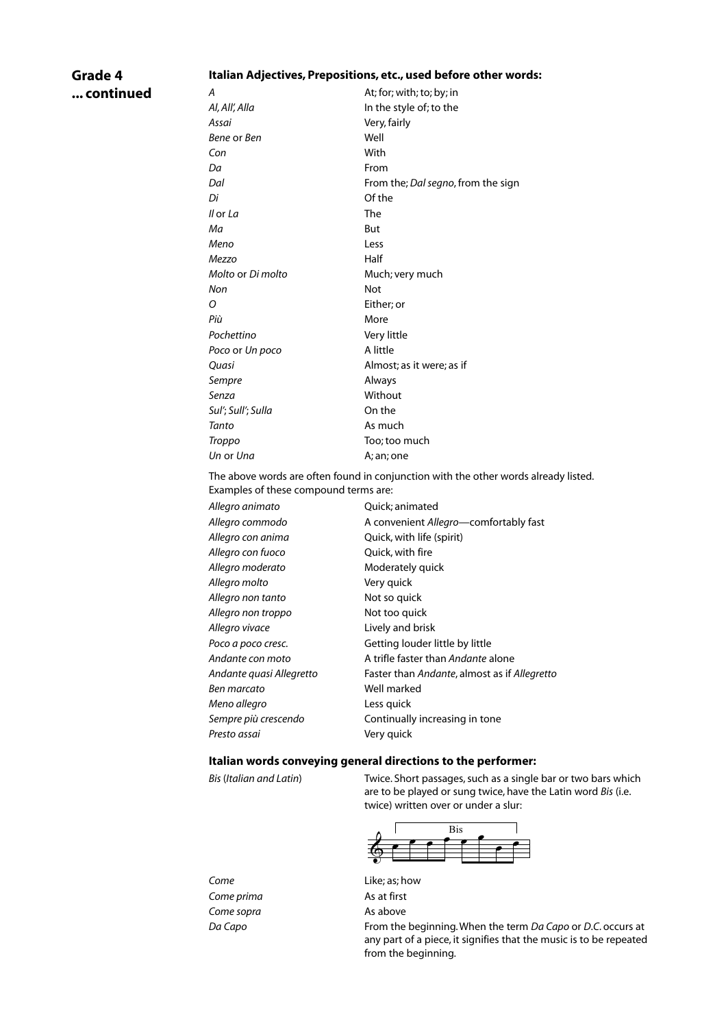## Grade 4 ... continued

### Italian Adjectives, Prepositions, etc., used before other words:

| | |
|---|---|
| *A* | At; for; with; to; by; in |
| *Al, All', Alla* | In the style of; to the |
| *Assai* | Very, fairly |
| *Bene* or *Ben* | Well |
| *Con* | With |
| *Da* | From |
| *Dal* | From the; *Dal segno*, from the sign |
| *Di* | Of the |
| *Il* or *La* | The |
| *Ma* | But |
| *Meno* | Less |
| *Mezzo* | Half |
| *Molto* or *Di molto* | Much; very much |
| *Non* | Not |
| *O* | Either; or |
| *Più* | More |
| *Pochettino* | Very little |
| *Poco* or *Un poco* | A little |
| *Quasi* | Almost; as it were; as if |
| *Sempre* | Always |
| *Senza* | Without |
| *Sul'; Sull'; Sulla* | On the |
| *Tanto* | As much |
| *Troppo* | Too; too much |
| *Un* or *Una* | A; an; one |

The above words are often found in conjunction with the other words already listed. Examples of these compound terms are:

| | |
|---|---|
| *Allegro animato* | Quick; animated |
| *Allegro commodo* | A convenient *Allegro*—comfortably fast |
| *Allegro con anima* | Quick, with life (spirit) |
| *Allegro con fuoco* | Quick, with fire |
| *Allegro moderato* | Moderately quick |
| *Allegro molto* | Very quick |
| *Allegro non tanto* | Not so quick |
| *Allegro non troppo* | Not too quick |
| *Allegro vivace* | Lively and brisk |
| *Poco a poco cresc.* | Getting louder little by little |
| *Andante con moto* | A trifle faster than *Andante* alone |
| *Andante quasi Allegretto* | Faster than *Andante*, almost as if *Allegretto* |
| *Ben marcato* | Well marked |
| *Meno allegro* | Less quick |
| *Sempre più crescendo* | Continually increasing in tone |
| *Presto assai* | Very quick |

### Italian words conveying general directions to the performer:

| | |
|---|---|
| *Bis* (*Italian and Latin*) | Twice. Short passages, such as a single bar or two bars which are to be played or sung twice, have the Latin word *Bis* (i.e. twice) written over or under a slur: |
| *Come* | Like; as; how |
| *Come prima* | As at first |
| *Come sopra* | As above |
| *Da Capo* | From the beginning. When the term *Da Capo* or *D.C.* occurs at any part of a piece, it signifies that the music is to be repeated from the beginning. |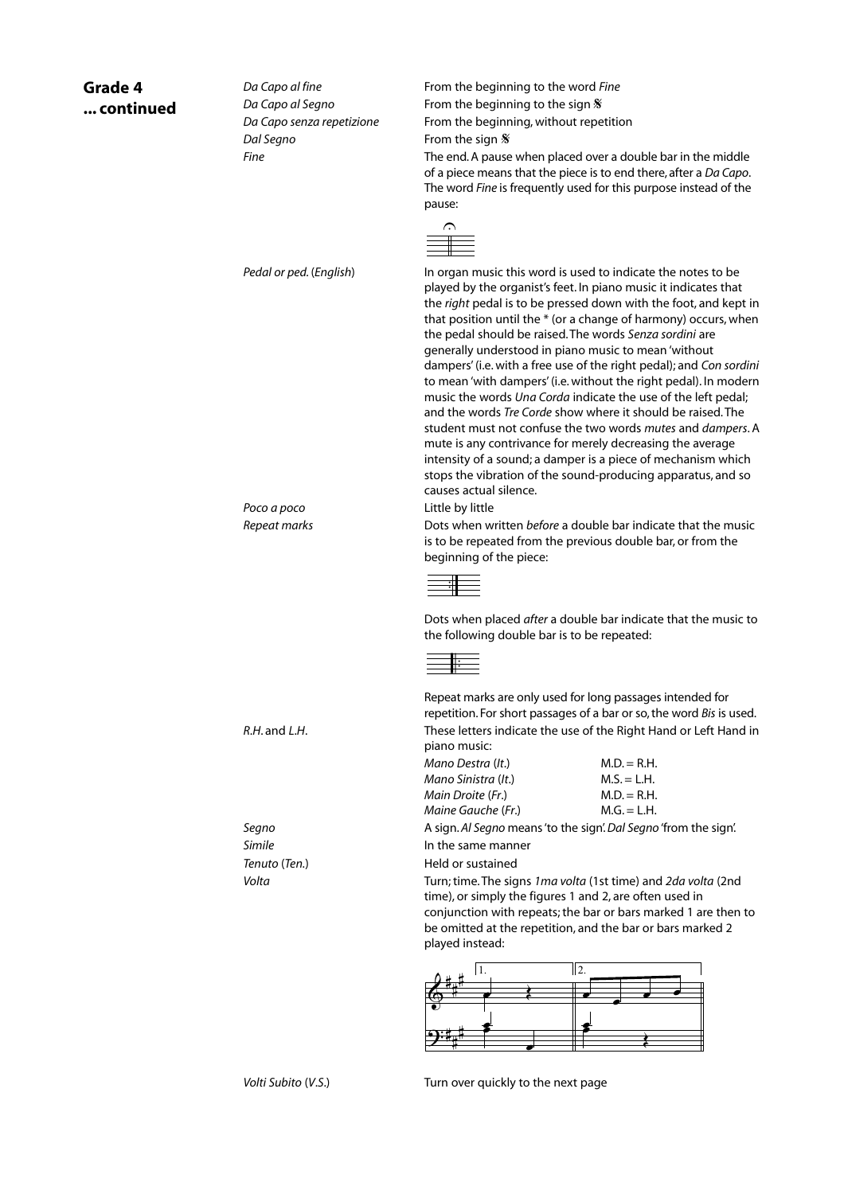## Grade 4 ... continued

| | |
|---|---|
| *Da Capo al fine* | From the beginning to the word *Fine* |
| *Da Capo al Segno* | From the beginning to the sign 𝄋 |
| *Da Capo senza repetizione* | From the beginning, without repetition |
| *Dal Segno* | From the sign 𝄋 |
| *Fine* | The end. A pause when placed over a double bar in the middle of a piece means that the piece is to end there, after a *Da Capo*. The word *Fine* is frequently used for this purpose instead of the pause: |
| *Pedal* or *ped.* (*English*) | In organ music this word is used to indicate the notes to be played by the organist's feet. In piano music it indicates that the *right* pedal is to be pressed down with the foot, and kept in that position until the * (or a change of harmony) occurs, when the pedal should be raised. The words *Senza sordini* are generally understood in piano music to mean 'without dampers' (i.e. with a free use of the right pedal); and *Con sordini* to mean 'with dampers' (i.e. without the right pedal). In modern music the words *Una Corda* indicate the use of the left pedal; and the words *Tre Corde* show where it should be raised. The student must not confuse the two words *mutes* and *dampers*. A mute is any contrivance for merely decreasing the average intensity of a sound; a damper is a piece of mechanism which stops the vibration of the sound-producing apparatus, and so causes actual silence. |
| *Poco a poco* | Little by little |
| *Repeat marks* | Dots when written *before* a double bar indicate that the music is to be repeated from the previous double bar, or from the beginning of the piece: |
| | Dots when placed *after* a double bar indicate that the music to the following double bar is to be repeated: |
| | Repeat marks are only used for long passages intended for repetition. For short passages of a bar or so, the word *Bis* is used. |
| *R.H.* and *L.H.* | These letters indicate the use of the Right Hand or Left Hand in piano music: |
| | *Mano Destra* (*It.*) M.D. = R.H. |
| | *Mano Sinistra* (*It.*) M.S. = L.H. |
| | *Main Droite* (*Fr.*) M.D. = R.H. |
| | *Maine Gauche* (*Fr.*) M.G. = L.H. |
| *Segno* | A sign. *Al Segno* means 'to the sign'. *Dal Segno* 'from the sign'. |
| *Simile* | In the same manner |
| *Tenuto* (*Ten.*) | Held or sustained |
| *Volta* | Turn; time. The signs *1ma volta* (1st time) and *2da volta* (2nd time), or simply the figures 1 and 2, are often used in conjunction with repeats; the bar or bars marked 1 are then to be omitted at the repetition, and the bar or bars marked 2 played instead: |
| *Volti Subito* (*V.S.*) | Turn over quickly to the next page |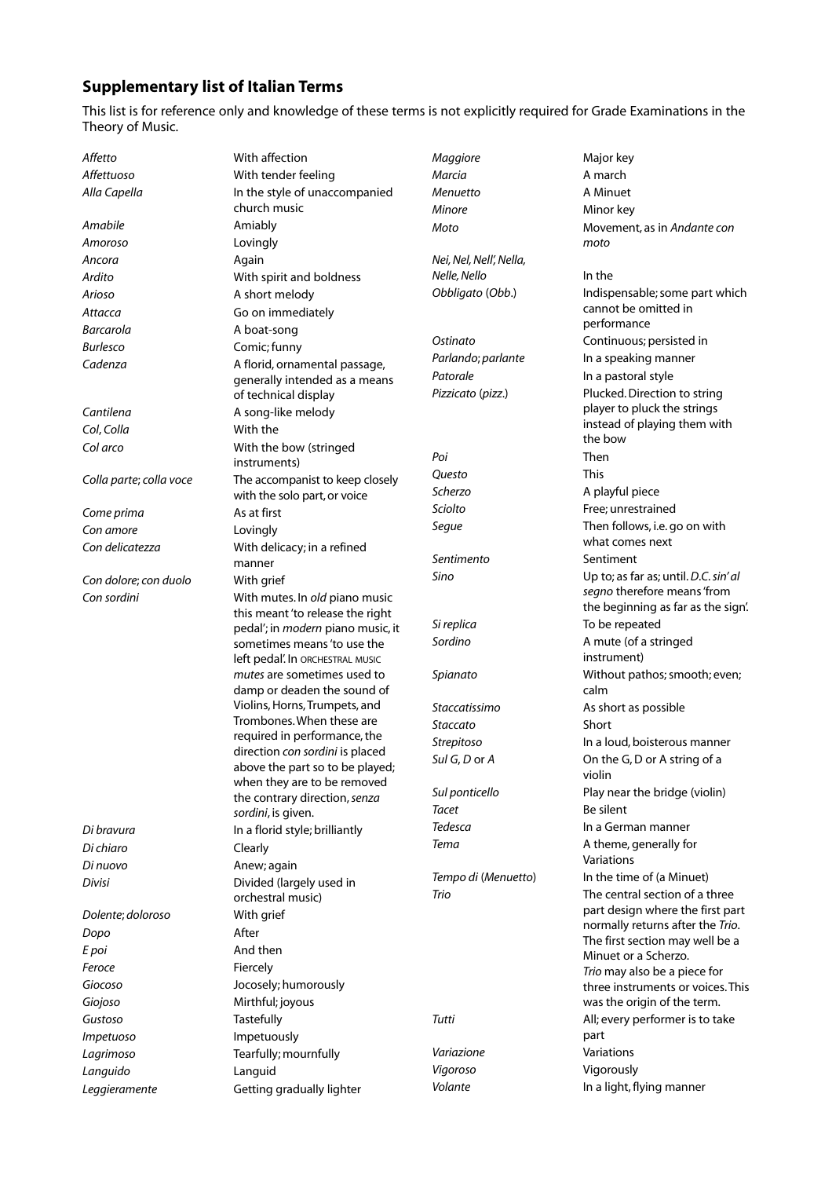## Supplementary list of Italian Terms

This list is for reference only and knowledge of these terms is not explicitly required for Grade Examinations in the Theory of Music.

| | |
|---|---|
| *Affetto* | With affection |
| *Affettuoso* | With tender feeling |
| *Alla Capella* | In the style of unaccompanied church music |
| *Amabile* | Amiably |
| *Amoroso* | Lovingly |
| *Ancora* | Again |
| *Ardito* | With spirit and boldness |
| *Arioso* | A short melody |
| *Attacca* | Go on immediately |
| *Barcarola* | A boat-song |
| *Burlesco* | Comic; funny |
| *Cadenza* | A florid, ornamental passage, generally intended as a means of technical display |
| *Cantilena* | A song-like melody |
| *Col, Colla* | With the |
| *Col arco* | With the bow (stringed instruments) |
| *Colla parte*; *colla voce* | The accompanist to keep closely with the solo part, or voice |
| *Come prima* | As at first |
| *Con amore* | Lovingly |
| *Con delicatezza* | With delicacy; in a refined manner |
| *Con dolore*; *con duolo* | With grief |
| *Con sordini* | With mutes. In *old* piano music this meant 'to release the right pedal'; in *modern* piano music, it sometimes means 'to use the left pedal'. In ORCHESTRAL MUSIC *mutes* are sometimes used to damp or deaden the sound of Violins, Horns, Trumpets, and Trombones. When these are required in performance, the direction *con sordini* is placed above the part so to be played; when they are to be removed the contrary direction, *senza sordini*, is given. |
| *Di bravura* | In a florid style; brilliantly |
| *Di chiaro* | Clearly |
| *Di nuovo* | Anew; again |
| *Divisi* | Divided (largely used in orchestral music) |
| *Dolente*; *doloroso* | With grief |
| *Dopo* | After |
| *E poi* | And then |
| *Feroce* | Fiercely |
| *Giocoso* | Jocosely; humorously |
| *Giojoso* | Mirthful; joyous |
| *Gustoso* | Tastefully |
| *Impetuoso* | Impetuously |
| *Lagrimoso* | Tearfully; mournfully |
| *Languido* | Languid |
| *Leggieramente* | Getting gradually lighter |
| *Maggiore* | Major key |
| *Marcia* | A march |
| *Menuetto* | A Minuet |
| *Minore* | Minor key |
| *Moto* | Movement, as in *Andante con moto* |
| *Nei, Nel, Nell', Nella, Nelle, Nello* | In the |
| *Obbligato* (*Obb.*) | Indispensable; some part which cannot be omitted in performance |
| *Ostinato* | Continuous; persisted in |
| *Parlando*; *parlante* | In a speaking manner |
| *Patorale* | In a pastoral style |
| *Pizzicato* (*pizz.*) | Plucked. Direction to string player to pluck the strings instead of playing them with the bow |
| *Poi* | Then |
| *Questo* | This |
| *Scherzo* | A playful piece |
| *Sciolto* | Free; unrestrained |
| *Segue* | Then follows, i.e. go on with what comes next |
| *Sentimento* | Sentiment |
| *Sino* | Up to; as far as; until. *D.C. sin' al segno* therefore means 'from the beginning as far as the sign'. |
| *Si replica* | To be repeated |
| *Sordino* | A mute (of a stringed instrument) |
| *Spianato* | Without pathos; smooth; even; calm |
| *Staccatissimo* | As short as possible |
| *Staccato* | Short |
| *Strepitoso* | In a loud, boisterous manner |
| *Sul G*, *D* or *A* | On the G, D or A string of a violin |
| *Sul ponticello* | Play near the bridge (violin) |
| *Tacet* | Be silent |
| *Tedesca* | In a German manner |
| *Tema* | A theme, generally for Variations |
| *Tempo di* (*Menuetto*) | In the time of (a Minuet) |
| *Trio* | The central section of a three part design where the first part normally returns after the *Trio*. The first section may well be a Minuet or a Scherzo. *Trio* may also be a piece for three instruments or voices. This was the origin of the term. |
| *Tutti* | All; every performer is to take part |
| *Variazione* | Variations |
| *Vigoroso* | Vigorously |
| *Volante* | In a light, flying manner |